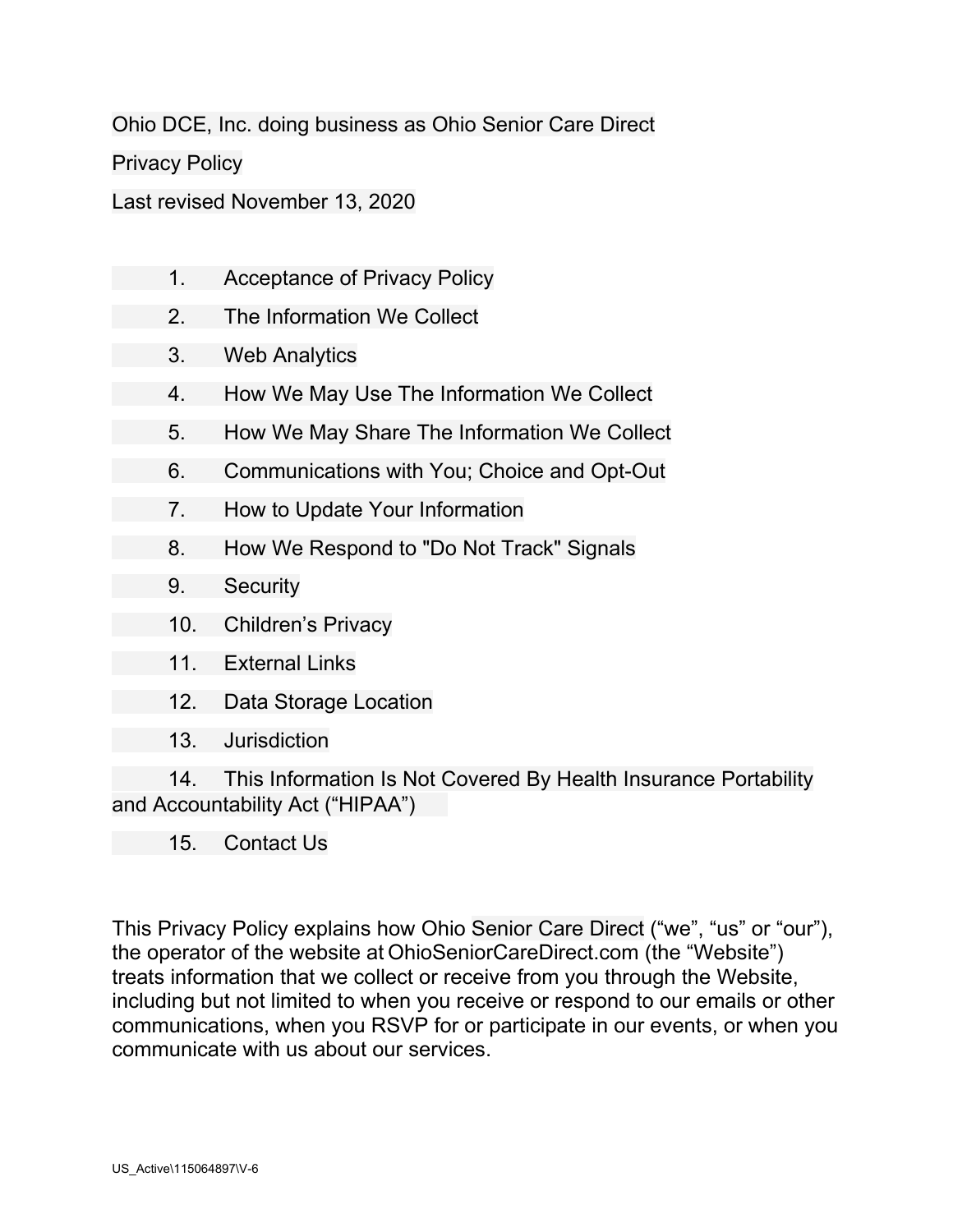Ohio DCE, Inc. doing business as Ohio Senior Care Direct

Privacy Policy

Last revised November 13, 2020

1. Acceptance of Privacy Policy
2. The Information We Collect
3. Web Analytics
4. How We May Use The Information We Collect
5. How We May Share The Information We Collect
6. Communications with You; Choice and Opt-Out
7. How to Update Your Information
8. How We Respond to "Do Not Track" Signals
9. Security
10. Children's Privacy
11. External Links
12. Data Storage Location
13. Jurisdiction
14. This Information Is Not Covered By Health Insurance Portability and Accountability Act ("HIPAA")
15. Contact Us

This Privacy Policy explains how Ohio Senior Care Direct ("we", "us" or "our"), the operator of the website at OhioSeniorCareDirect.com (the "Website") treats information that we collect or receive from you through the Website, including but not limited to when you receive or respond to our emails or other communications, when you RSVP for or participate in our events, or when you communicate with us about our services.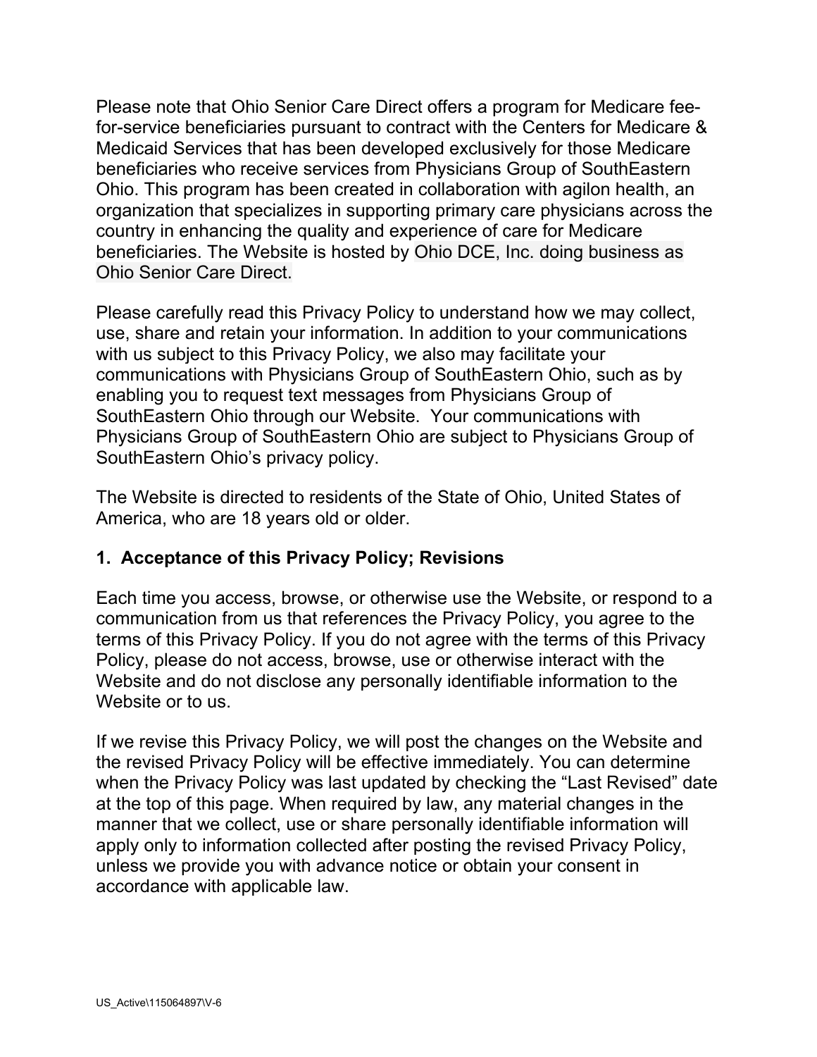Please note that Ohio Senior Care Direct offers a program for Medicare fee-for-service beneficiaries pursuant to contract with the Centers for Medicare & Medicaid Services that has been developed exclusively for those Medicare beneficiaries who receive services from Physicians Group of SouthEastern Ohio. This program has been created in collaboration with agilon health, an organization that specializes in supporting primary care physicians across the country in enhancing the quality and experience of care for Medicare beneficiaries. The Website is hosted by Ohio DCE, Inc. doing business as Ohio Senior Care Direct.

Please carefully read this Privacy Policy to understand how we may collect, use, share and retain your information. In addition to your communications with us subject to this Privacy Policy, we also may facilitate your communications with Physicians Group of SouthEastern Ohio, such as by enabling you to request text messages from Physicians Group of SouthEastern Ohio through our Website. Your communications with Physicians Group of SouthEastern Ohio are subject to Physicians Group of SouthEastern Ohio's privacy policy.

The Website is directed to residents of the State of Ohio, United States of America, who are 18 years old or older.

## 1. Acceptance of this Privacy Policy; Revisions

Each time you access, browse, or otherwise use the Website, or respond to a communication from us that references the Privacy Policy, you agree to the terms of this Privacy Policy. If you do not agree with the terms of this Privacy Policy, please do not access, browse, use or otherwise interact with the Website and do not disclose any personally identifiable information to the Website or to us.

If we revise this Privacy Policy, we will post the changes on the Website and the revised Privacy Policy will be effective immediately. You can determine when the Privacy Policy was last updated by checking the "Last Revised" date at the top of this page. When required by law, any material changes in the manner that we collect, use or share personally identifiable information will apply only to information collected after posting the revised Privacy Policy, unless we provide you with advance notice or obtain your consent in accordance with applicable law.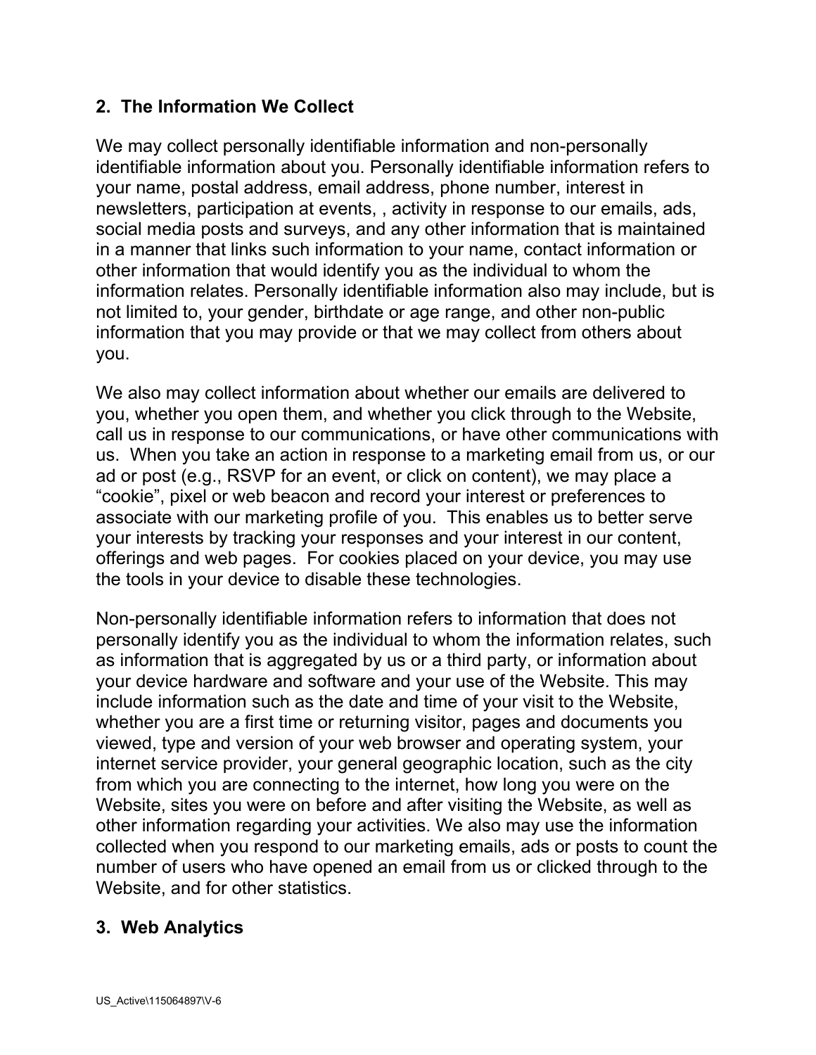## 2. The Information We Collect

We may collect personally identifiable information and non-personally identifiable information about you. Personally identifiable information refers to your name, postal address, email address, phone number, interest in newsletters, participation at events, , activity in response to our emails, ads, social media posts and surveys, and any other information that is maintained in a manner that links such information to your name, contact information or other information that would identify you as the individual to whom the information relates. Personally identifiable information also may include, but is not limited to, your gender, birthdate or age range, and other non-public information that you may provide or that we may collect from others about you.

We also may collect information about whether our emails are delivered to you, whether you open them, and whether you click through to the Website, call us in response to our communications, or have other communications with us. When you take an action in response to a marketing email from us, or our ad or post (e.g., RSVP for an event, or click on content), we may place a "cookie", pixel or web beacon and record your interest or preferences to associate with our marketing profile of you. This enables us to better serve your interests by tracking your responses and your interest in our content, offerings and web pages. For cookies placed on your device, you may use the tools in your device to disable these technologies.

Non-personally identifiable information refers to information that does not personally identify you as the individual to whom the information relates, such as information that is aggregated by us or a third party, or information about your device hardware and software and your use of the Website. This may include information such as the date and time of your visit to the Website, whether you are a first time or returning visitor, pages and documents you viewed, type and version of your web browser and operating system, your internet service provider, your general geographic location, such as the city from which you are connecting to the internet, how long you were on the Website, sites you were on before and after visiting the Website, as well as other information regarding your activities. We also may use the information collected when you respond to our marketing emails, ads or posts to count the number of users who have opened an email from us or clicked through to the Website, and for other statistics.

## 3. Web Analytics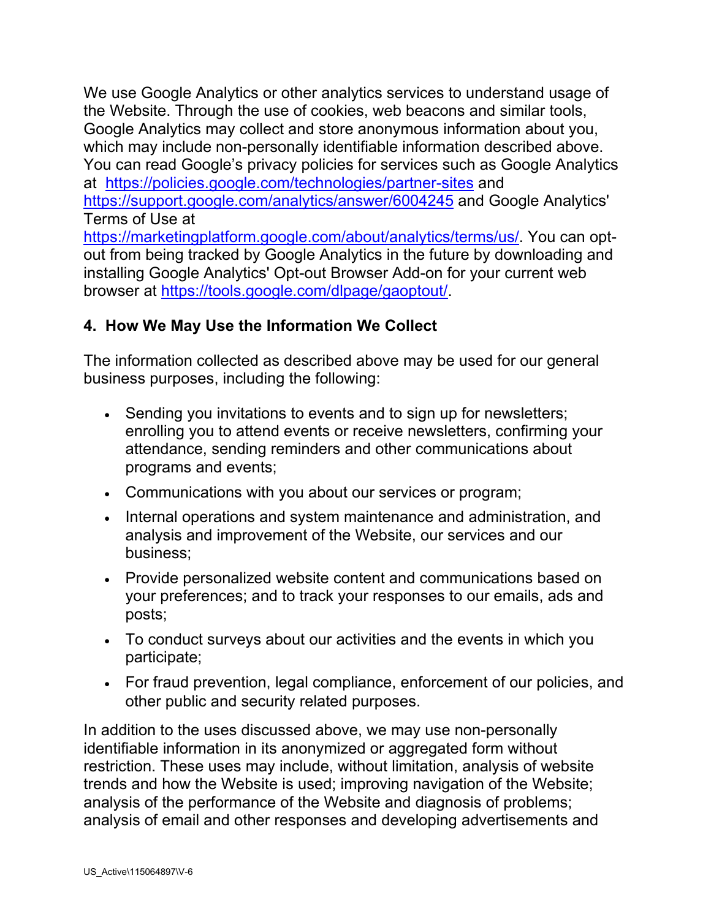We use Google Analytics or other analytics services to understand usage of the Website. Through the use of cookies, web beacons and similar tools, Google Analytics may collect and store anonymous information about you, which may include non-personally identifiable information described above. You can read Google's privacy policies for services such as Google Analytics at https://policies.google.com/technologies/partner-sites and https://support.google.com/analytics/answer/6004245 and Google Analytics' Terms of Use at https://marketingplatform.google.com/about/analytics/terms/us/. You can opt-out from being tracked by Google Analytics in the future by downloading and installing Google Analytics' Opt-out Browser Add-on for your current web browser at https://tools.google.com/dlpage/gaoptout/.

## 4. How We May Use the Information We Collect

The information collected as described above may be used for our general business purposes, including the following:

- Sending you invitations to events and to sign up for newsletters; enrolling you to attend events or receive newsletters, confirming your attendance, sending reminders and other communications about programs and events;
- Communications with you about our services or program;
- Internal operations and system maintenance and administration, and analysis and improvement of the Website, our services and our business;
- Provide personalized website content and communications based on your preferences; and to track your responses to our emails, ads and posts;
- To conduct surveys about our activities and the events in which you participate;
- For fraud prevention, legal compliance, enforcement of our policies, and other public and security related purposes.

In addition to the uses discussed above, we may use non-personally identifiable information in its anonymized or aggregated form without restriction. These uses may include, without limitation, analysis of website trends and how the Website is used; improving navigation of the Website; analysis of the performance of the Website and diagnosis of problems; analysis of email and other responses and developing advertisements and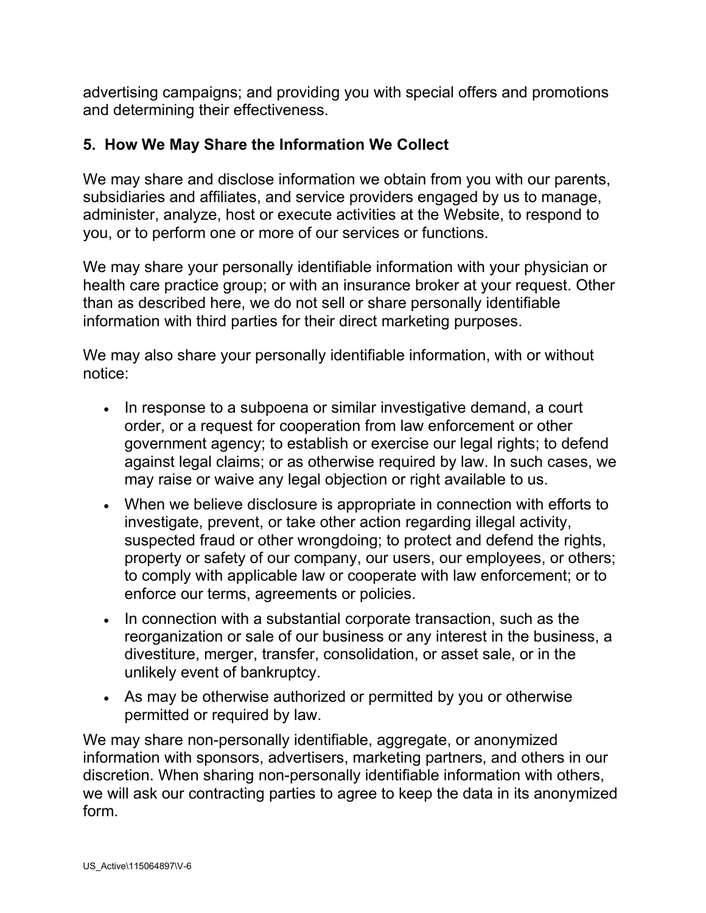advertising campaigns; and providing you with special offers and promotions and determining their effectiveness.

## 5. How We May Share the Information We Collect

We may share and disclose information we obtain from you with our parents, subsidiaries and affiliates, and service providers engaged by us to manage, administer, analyze, host or execute activities at the Website, to respond to you, or to perform one or more of our services or functions.

We may share your personally identifiable information with your physician or health care practice group; or with an insurance broker at your request. Other than as described here, we do not sell or share personally identifiable information with third parties for their direct marketing purposes.

We may also share your personally identifiable information, with or without notice:

- In response to a subpoena or similar investigative demand, a court order, or a request for cooperation from law enforcement or other government agency; to establish or exercise our legal rights; to defend against legal claims; or as otherwise required by law. In such cases, we may raise or waive any legal objection or right available to us.
- When we believe disclosure is appropriate in connection with efforts to investigate, prevent, or take other action regarding illegal activity, suspected fraud or other wrongdoing; to protect and defend the rights, property or safety of our company, our users, our employees, or others; to comply with applicable law or cooperate with law enforcement; or to enforce our terms, agreements or policies.
- In connection with a substantial corporate transaction, such as the reorganization or sale of our business or any interest in the business, a divestiture, merger, transfer, consolidation, or asset sale, or in the unlikely event of bankruptcy.
- As may be otherwise authorized or permitted by you or otherwise permitted or required by law.

We may share non-personally identifiable, aggregate, or anonymized information with sponsors, advertisers, marketing partners, and others in our discretion. When sharing non-personally identifiable information with others, we will ask our contracting parties to agree to keep the data in its anonymized form.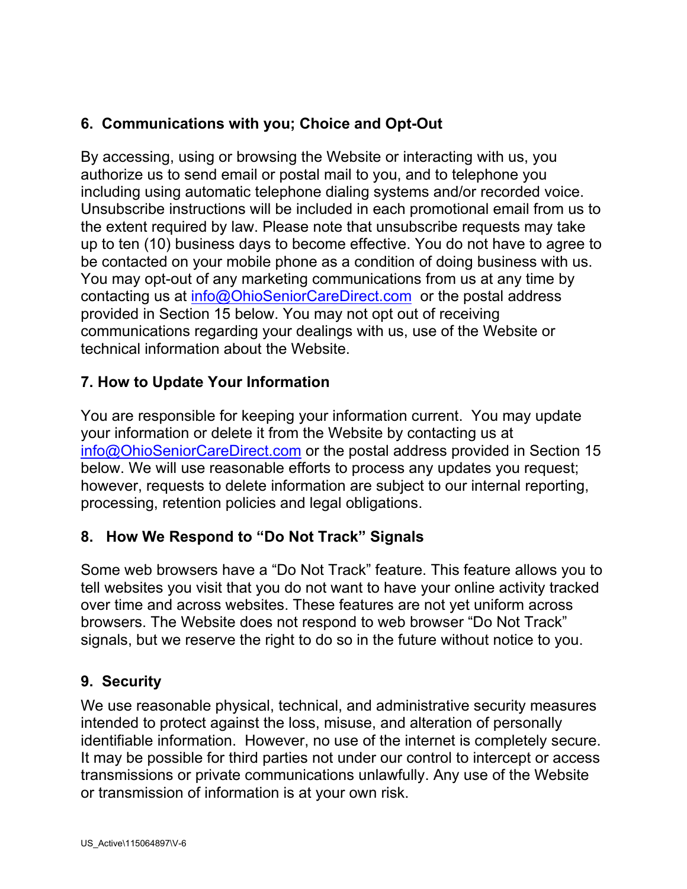## 6. Communications with you; Choice and Opt-Out

By accessing, using or browsing the Website or interacting with us, you authorize us to send email or postal mail to you, and to telephone you including using automatic telephone dialing systems and/or recorded voice. Unsubscribe instructions will be included in each promotional email from us to the extent required by law. Please note that unsubscribe requests may take up to ten (10) business days to become effective. You do not have to agree to be contacted on your mobile phone as a condition of doing business with us. You may opt-out of any marketing communications from us at any time by contacting us at info@OhioSeniorCareDirect.com or the postal address provided in Section 15 below. You may not opt out of receiving communications regarding your dealings with us, use of the Website or technical information about the Website.

## 7. How to Update Your Information

You are responsible for keeping your information current. You may update your information or delete it from the Website by contacting us at info@OhioSeniorCareDirect.com or the postal address provided in Section 15 below. We will use reasonable efforts to process any updates you request; however, requests to delete information are subject to our internal reporting, processing, retention policies and legal obligations.

## 8. How We Respond to "Do Not Track" Signals

Some web browsers have a "Do Not Track" feature. This feature allows you to tell websites you visit that you do not want to have your online activity tracked over time and across websites. These features are not yet uniform across browsers. The Website does not respond to web browser "Do Not Track" signals, but we reserve the right to do so in the future without notice to you.

## 9. Security

We use reasonable physical, technical, and administrative security measures intended to protect against the loss, misuse, and alteration of personally identifiable information. However, no use of the internet is completely secure. It may be possible for third parties not under our control to intercept or access transmissions or private communications unlawfully. Any use of the Website or transmission of information is at your own risk.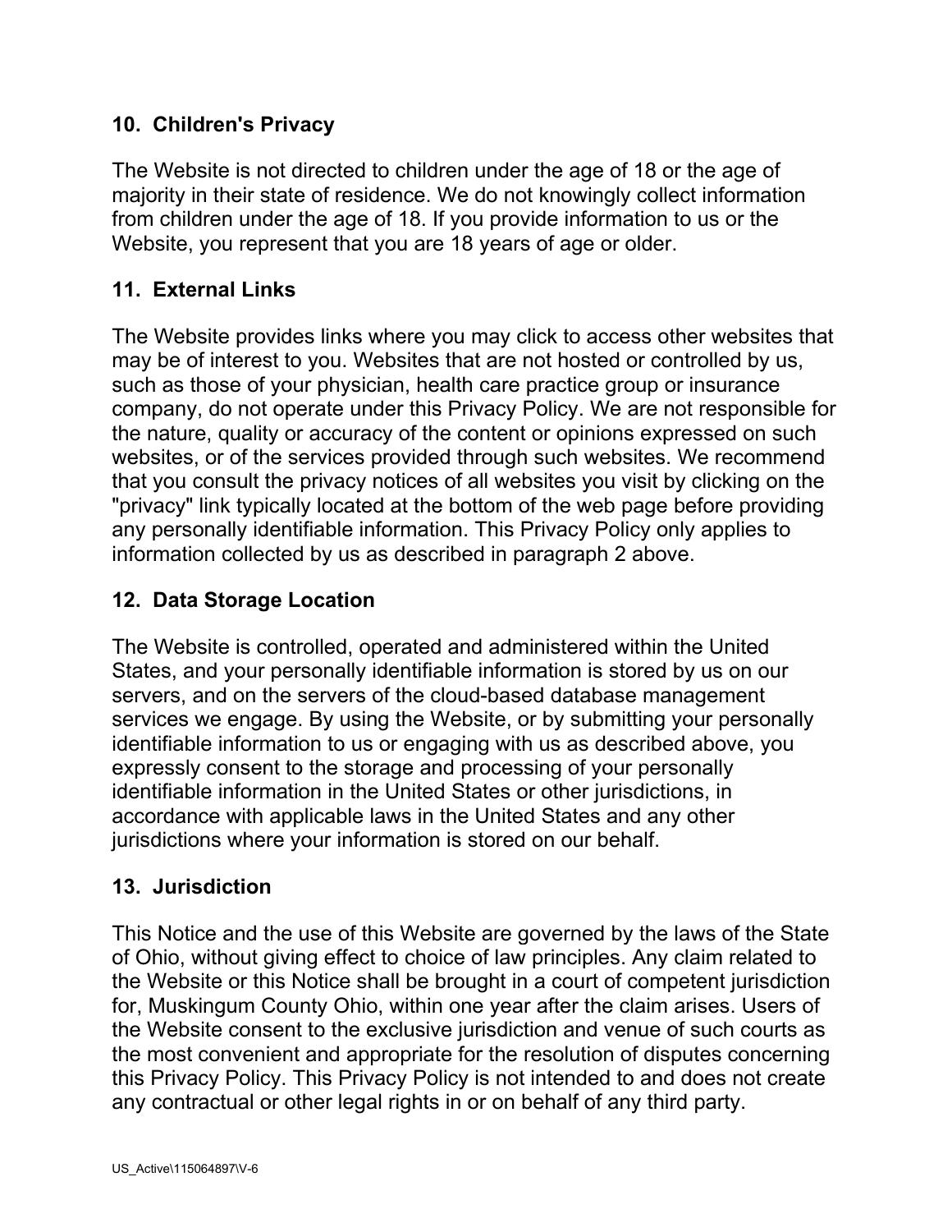## 10. Children's Privacy

The Website is not directed to children under the age of 18 or the age of majority in their state of residence. We do not knowingly collect information from children under the age of 18. If you provide information to us or the Website, you represent that you are 18 years of age or older.

## 11. External Links

The Website provides links where you may click to access other websites that may be of interest to you. Websites that are not hosted or controlled by us, such as those of your physician, health care practice group or insurance company, do not operate under this Privacy Policy. We are not responsible for the nature, quality or accuracy of the content or opinions expressed on such websites, or of the services provided through such websites. We recommend that you consult the privacy notices of all websites you visit by clicking on the "privacy" link typically located at the bottom of the web page before providing any personally identifiable information. This Privacy Policy only applies to information collected by us as described in paragraph 2 above.

## 12. Data Storage Location

The Website is controlled, operated and administered within the United States, and your personally identifiable information is stored by us on our servers, and on the servers of the cloud-based database management services we engage. By using the Website, or by submitting your personally identifiable information to us or engaging with us as described above, you expressly consent to the storage and processing of your personally identifiable information in the United States or other jurisdictions, in accordance with applicable laws in the United States and any other jurisdictions where your information is stored on our behalf.

## 13. Jurisdiction

This Notice and the use of this Website are governed by the laws of the State of Ohio, without giving effect to choice of law principles. Any claim related to the Website or this Notice shall be brought in a court of competent jurisdiction for, Muskingum County Ohio, within one year after the claim arises. Users of the Website consent to the exclusive jurisdiction and venue of such courts as the most convenient and appropriate for the resolution of disputes concerning this Privacy Policy. This Privacy Policy is not intended to and does not create any contractual or other legal rights in or on behalf of any third party.

US_Active\115064897\V-6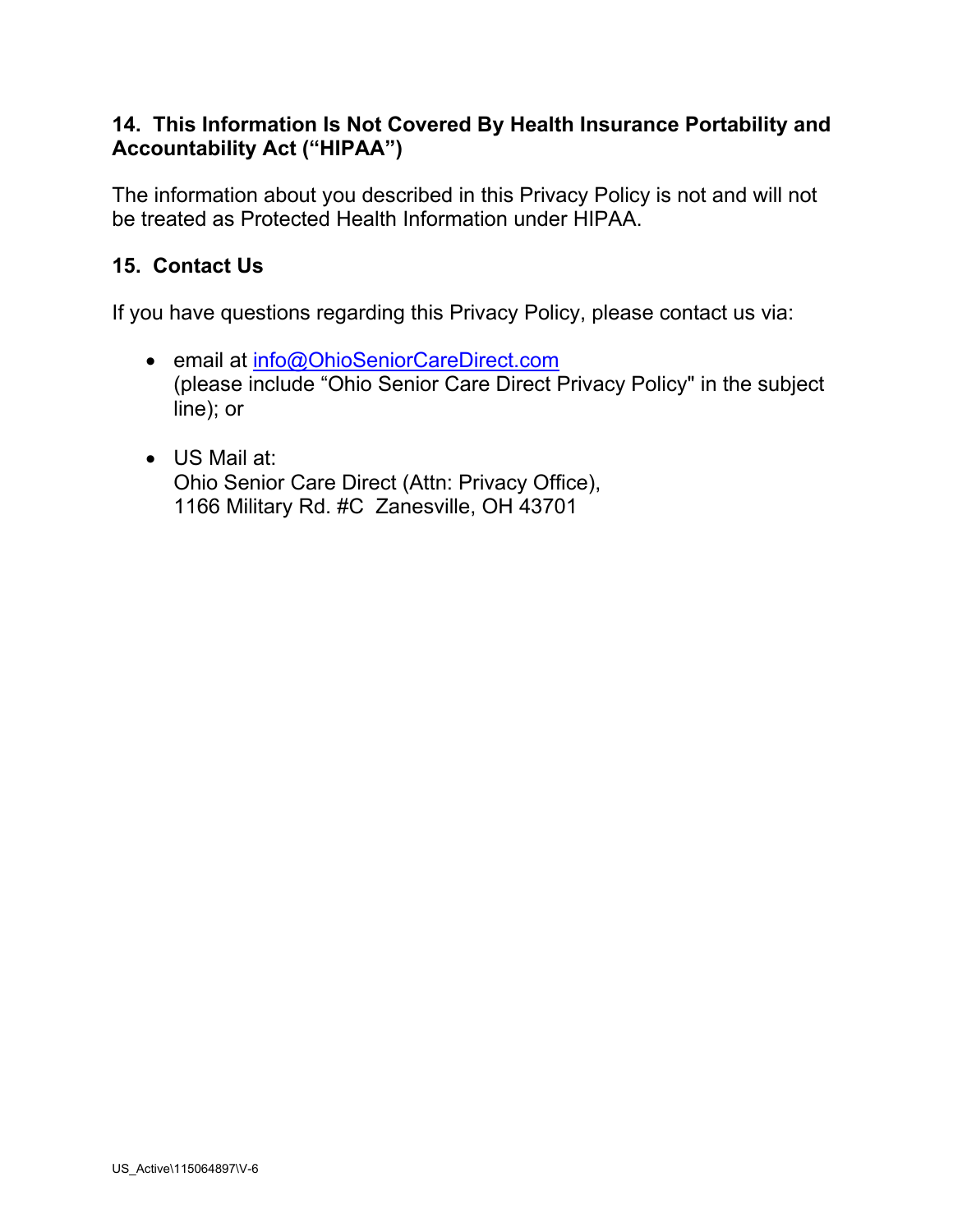## 14. This Information Is Not Covered By Health Insurance Portability and Accountability Act ("HIPAA")

The information about you described in this Privacy Policy is not and will not be treated as Protected Health Information under HIPAA.

## 15. Contact Us

If you have questions regarding this Privacy Policy, please contact us via:

- email at info@OhioSeniorCareDirect.com
  (please include "Ohio Senior Care Direct Privacy Policy" in the subject line); or

- US Mail at:
  Ohio Senior Care Direct (Attn: Privacy Office),
  1166 Military Rd. #C Zanesville, OH 43701

US_Active\115064897\V-6